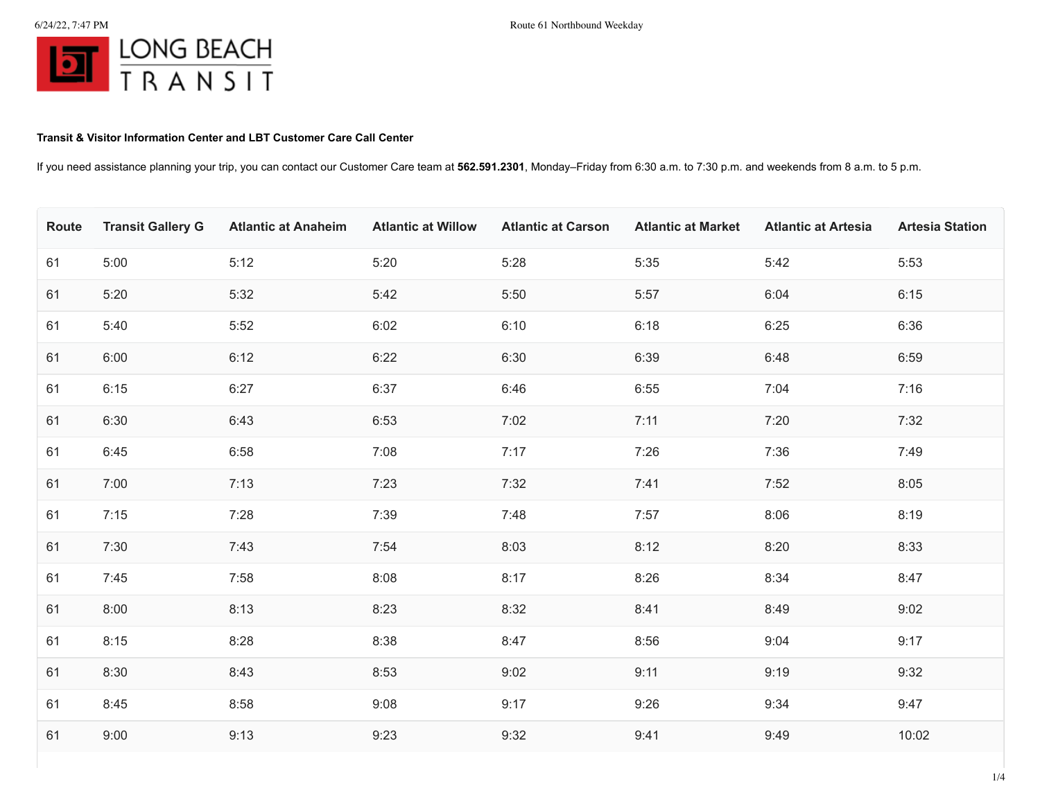**Transit & Visitor Information Center and LBT Customer Care Call Center**

If you need assistance planning your trip, you can contact our Customer Care team at **562.591.2301**, Monday–Friday from 6:30 a.m. to 7:30 p.m. and weekends from 8 a.m. to 5 p.m.

| Route | Transit Gallery G | Atlantic at Anaheim | Atlantic at Willow | Atlantic at Carson | Atlantic at Market | Atlantic at Artesia | Artesia Station |
|---|---|---|---|---|---|---|---|
| 61 | 5:00 | 5:12 | 5:20 | 5:28 | 5:35 | 5:42 | 5:53 |
| 61 | 5:20 | 5:32 | 5:42 | 5:50 | 5:57 | 6:04 | 6:15 |
| 61 | 5:40 | 5:52 | 6:02 | 6:10 | 6:18 | 6:25 | 6:36 |
| 61 | 6:00 | 6:12 | 6:22 | 6:30 | 6:39 | 6:48 | 6:59 |
| 61 | 6:15 | 6:27 | 6:37 | 6:46 | 6:55 | 7:04 | 7:16 |
| 61 | 6:30 | 6:43 | 6:53 | 7:02 | 7:11 | 7:20 | 7:32 |
| 61 | 6:45 | 6:58 | 7:08 | 7:17 | 7:26 | 7:36 | 7:49 |
| 61 | 7:00 | 7:13 | 7:23 | 7:32 | 7:41 | 7:52 | 8:05 |
| 61 | 7:15 | 7:28 | 7:39 | 7:48 | 7:57 | 8:06 | 8:19 |
| 61 | 7:30 | 7:43 | 7:54 | 8:03 | 8:12 | 8:20 | 8:33 |
| 61 | 7:45 | 7:58 | 8:08 | 8:17 | 8:26 | 8:34 | 8:47 |
| 61 | 8:00 | 8:13 | 8:23 | 8:32 | 8:41 | 8:49 | 9:02 |
| 61 | 8:15 | 8:28 | 8:38 | 8:47 | 8:56 | 9:04 | 9:17 |
| 61 | 8:30 | 8:43 | 8:53 | 9:02 | 9:11 | 9:19 | 9:32 |
| 61 | 8:45 | 8:58 | 9:08 | 9:17 | 9:26 | 9:34 | 9:47 |
| 61 | 9:00 | 9:13 | 9:23 | 9:32 | 9:41 | 9:49 | 10:02 |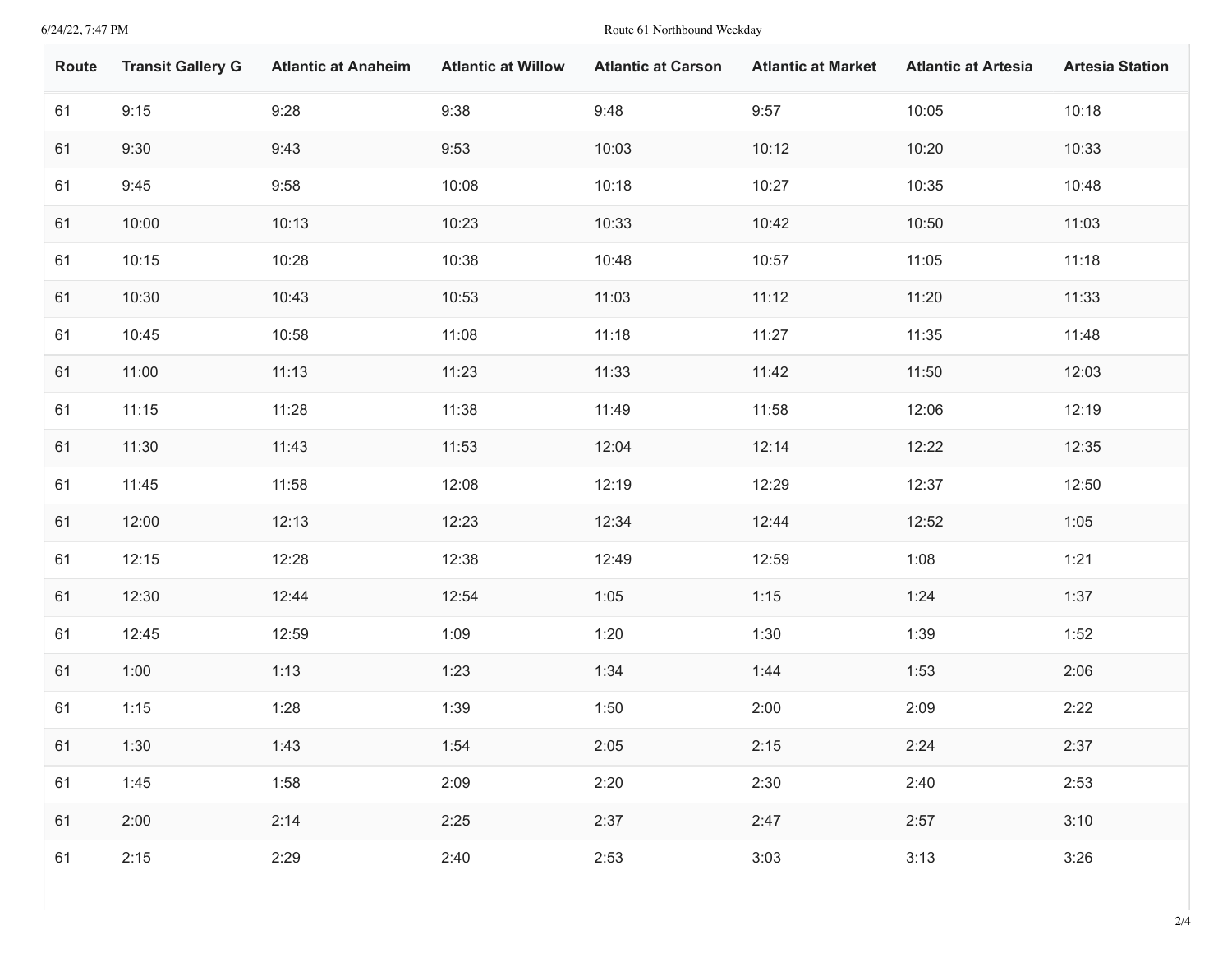| Route | Transit Gallery G | Atlantic at Anaheim | Atlantic at Willow | Atlantic at Carson | Atlantic at Market | Atlantic at Artesia | Artesia Station |
|---|---|---|---|---|---|---|---|
| 61 | 9:15 | 9:28 | 9:38 | 9:48 | 9:57 | 10:05 | 10:18 |
| 61 | 9:30 | 9:43 | 9:53 | 10:03 | 10:12 | 10:20 | 10:33 |
| 61 | 9:45 | 9:58 | 10:08 | 10:18 | 10:27 | 10:35 | 10:48 |
| 61 | 10:00 | 10:13 | 10:23 | 10:33 | 10:42 | 10:50 | 11:03 |
| 61 | 10:15 | 10:28 | 10:38 | 10:48 | 10:57 | 11:05 | 11:18 |
| 61 | 10:30 | 10:43 | 10:53 | 11:03 | 11:12 | 11:20 | 11:33 |
| 61 | 10:45 | 10:58 | 11:08 | 11:18 | 11:27 | 11:35 | 11:48 |
| 61 | 11:00 | 11:13 | 11:23 | 11:33 | 11:42 | 11:50 | 12:03 |
| 61 | 11:15 | 11:28 | 11:38 | 11:49 | 11:58 | 12:06 | 12:19 |
| 61 | 11:30 | 11:43 | 11:53 | 12:04 | 12:14 | 12:22 | 12:35 |
| 61 | 11:45 | 11:58 | 12:08 | 12:19 | 12:29 | 12:37 | 12:50 |
| 61 | 12:00 | 12:13 | 12:23 | 12:34 | 12:44 | 12:52 | 1:05 |
| 61 | 12:15 | 12:28 | 12:38 | 12:49 | 12:59 | 1:08 | 1:21 |
| 61 | 12:30 | 12:44 | 12:54 | 1:05 | 1:15 | 1:24 | 1:37 |
| 61 | 12:45 | 12:59 | 1:09 | 1:20 | 1:30 | 1:39 | 1:52 |
| 61 | 1:00 | 1:13 | 1:23 | 1:34 | 1:44 | 1:53 | 2:06 |
| 61 | 1:15 | 1:28 | 1:39 | 1:50 | 2:00 | 2:09 | 2:22 |
| 61 | 1:30 | 1:43 | 1:54 | 2:05 | 2:15 | 2:24 | 2:37 |
| 61 | 1:45 | 1:58 | 2:09 | 2:20 | 2:30 | 2:40 | 2:53 |
| 61 | 2:00 | 2:14 | 2:25 | 2:37 | 2:47 | 2:57 | 3:10 |
| 61 | 2:15 | 2:29 | 2:40 | 2:53 | 3:03 | 3:13 | 3:26 |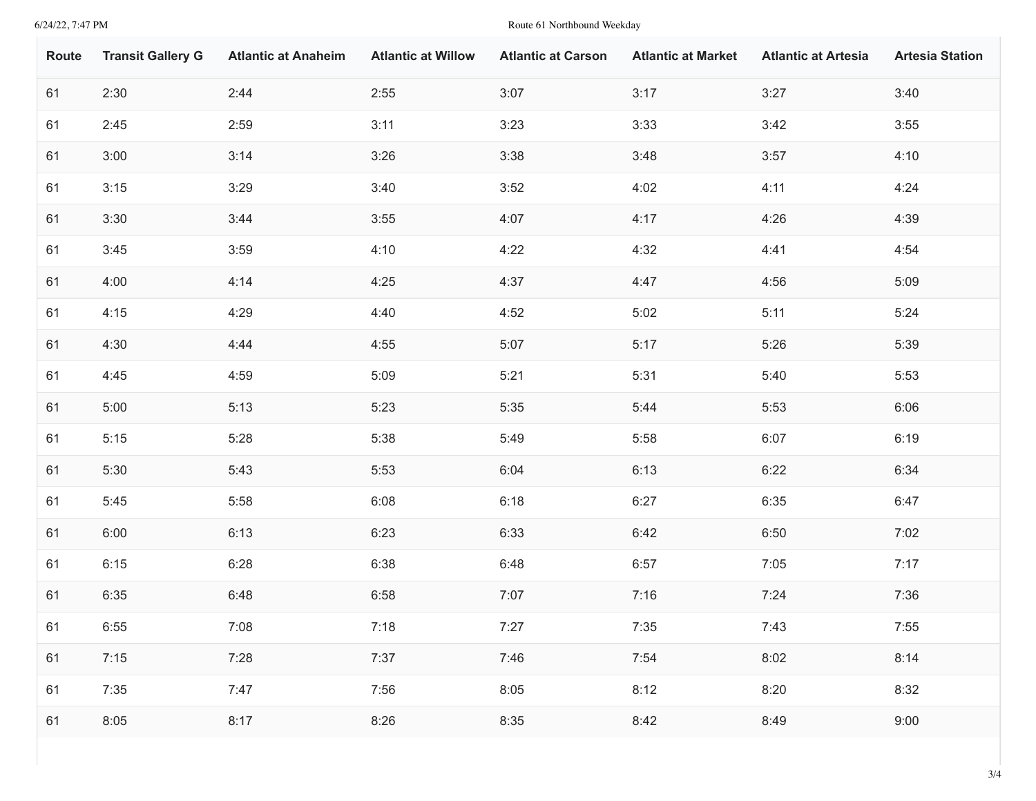| Route | Transit Gallery G | Atlantic at Anaheim | Atlantic at Willow | Atlantic at Carson | Atlantic at Market | Atlantic at Artesia | Artesia Station |
|---|---|---|---|---|---|---|---|
| 61 | 2:30 | 2:44 | 2:55 | 3:07 | 3:17 | 3:27 | 3:40 |
| 61 | 2:45 | 2:59 | 3:11 | 3:23 | 3:33 | 3:42 | 3:55 |
| 61 | 3:00 | 3:14 | 3:26 | 3:38 | 3:48 | 3:57 | 4:10 |
| 61 | 3:15 | 3:29 | 3:40 | 3:52 | 4:02 | 4:11 | 4:24 |
| 61 | 3:30 | 3:44 | 3:55 | 4:07 | 4:17 | 4:26 | 4:39 |
| 61 | 3:45 | 3:59 | 4:10 | 4:22 | 4:32 | 4:41 | 4:54 |
| 61 | 4:00 | 4:14 | 4:25 | 4:37 | 4:47 | 4:56 | 5:09 |
| 61 | 4:15 | 4:29 | 4:40 | 4:52 | 5:02 | 5:11 | 5:24 |
| 61 | 4:30 | 4:44 | 4:55 | 5:07 | 5:17 | 5:26 | 5:39 |
| 61 | 4:45 | 4:59 | 5:09 | 5:21 | 5:31 | 5:40 | 5:53 |
| 61 | 5:00 | 5:13 | 5:23 | 5:35 | 5:44 | 5:53 | 6:06 |
| 61 | 5:15 | 5:28 | 5:38 | 5:49 | 5:58 | 6:07 | 6:19 |
| 61 | 5:30 | 5:43 | 5:53 | 6:04 | 6:13 | 6:22 | 6:34 |
| 61 | 5:45 | 5:58 | 6:08 | 6:18 | 6:27 | 6:35 | 6:47 |
| 61 | 6:00 | 6:13 | 6:23 | 6:33 | 6:42 | 6:50 | 7:02 |
| 61 | 6:15 | 6:28 | 6:38 | 6:48 | 6:57 | 7:05 | 7:17 |
| 61 | 6:35 | 6:48 | 6:58 | 7:07 | 7:16 | 7:24 | 7:36 |
| 61 | 6:55 | 7:08 | 7:18 | 7:27 | 7:35 | 7:43 | 7:55 |
| 61 | 7:15 | 7:28 | 7:37 | 7:46 | 7:54 | 8:02 | 8:14 |
| 61 | 7:35 | 7:47 | 7:56 | 8:05 | 8:12 | 8:20 | 8:32 |
| 61 | 8:05 | 8:17 | 8:26 | 8:35 | 8:42 | 8:49 | 9:00 |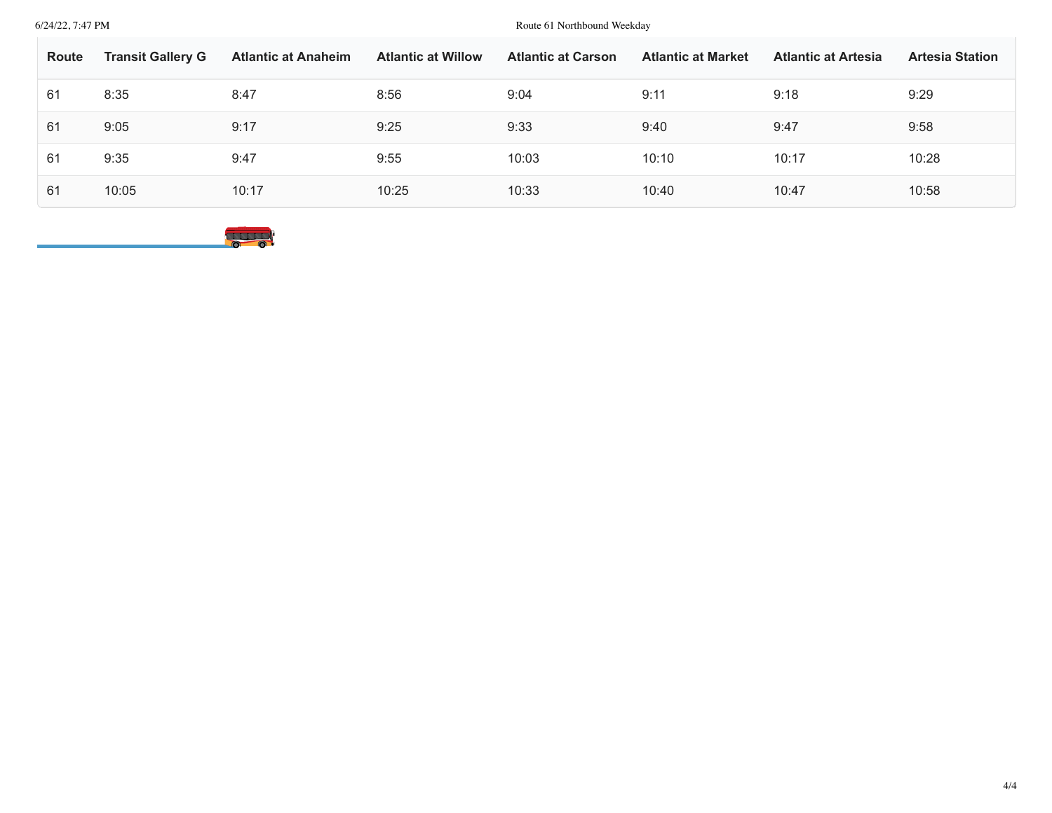| Route | Transit Gallery G | Atlantic at Anaheim | Atlantic at Willow | Atlantic at Carson | Atlantic at Market | Atlantic at Artesia | Artesia Station |
|---|---|---|---|---|---|---|---|
| 61 | 8:35 | 8:47 | 8:56 | 9:04 | 9:11 | 9:18 | 9:29 |
| 61 | 9:05 | 9:17 | 9:25 | 9:33 | 9:40 | 9:47 | 9:58 |
| 61 | 9:35 | 9:47 | 9:55 | 10:03 | 10:10 | 10:17 | 10:28 |
| 61 | 10:05 | 10:17 | 10:25 | 10:33 | 10:40 | 10:47 | 10:58 |